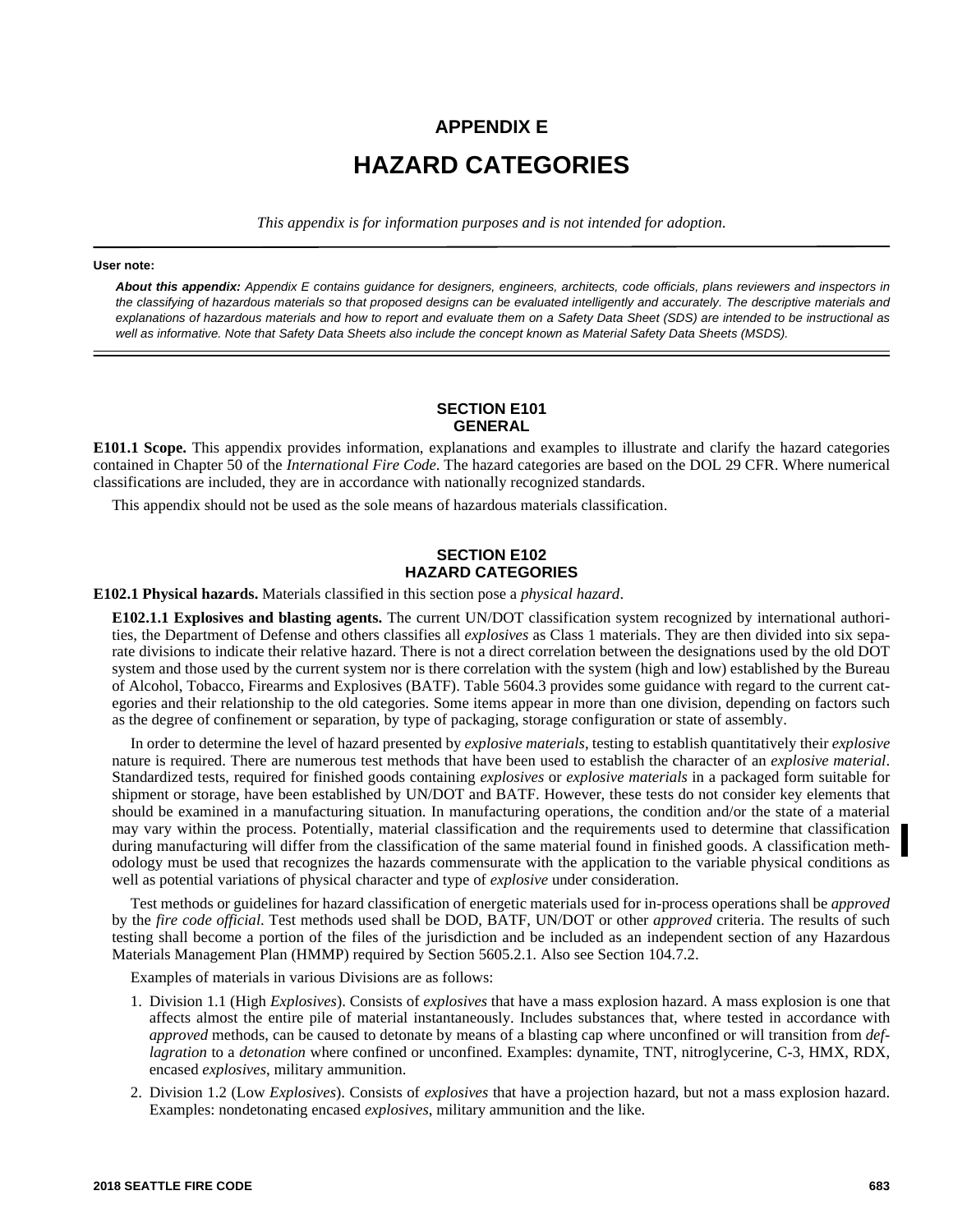# APPENDIX E

# HAZARD CATEGORIES

*This appendix is for information purposes and is not intended for adoption.*

**User note:**

***About this appendix:*** *Appendix E contains guidance for designers, engineers, architects, code officials, plans reviewers and inspectors in the classifying of hazardous materials so that proposed designs can be evaluated intelligently and accurately. The descriptive materials and explanations of hazardous materials and how to report and evaluate them on a Safety Data Sheet (SDS) are intended to be instructional as well as informative. Note that Safety Data Sheets also include the concept known as Material Safety Data Sheets (MSDS).*

## SECTION E101 GENERAL

**E101.1 Scope.** This appendix provides information, explanations and examples to illustrate and clarify the hazard categories contained in Chapter 50 of the *International Fire Code*. The hazard categories are based on the DOL 29 CFR. Where numerical classifications are included, they are in accordance with nationally recognized standards.

This appendix should not be used as the sole means of hazardous materials classification.

## SECTION E102 HAZARD CATEGORIES

**E102.1 Physical hazards.** Materials classified in this section pose a *physical hazard*.

**E102.1.1 Explosives and blasting agents.** The current UN/DOT classification system recognized by international authorities, the Department of Defense and others classifies all *explosives* as Class 1 materials. They are then divided into six separate divisions to indicate their relative hazard. There is not a direct correlation between the designations used by the old DOT system and those used by the current system nor is there correlation with the system (high and low) established by the Bureau of Alcohol, Tobacco, Firearms and Explosives (BATF). Table 5604.3 provides some guidance with regard to the current categories and their relationship to the old categories. Some items appear in more than one division, depending on factors such as the degree of confinement or separation, by type of packaging, storage configuration or state of assembly.

In order to determine the level of hazard presented by *explosive materials*, testing to establish quantitatively their *explosive* nature is required. There are numerous test methods that have been used to establish the character of an *explosive material*. Standardized tests, required for finished goods containing *explosives* or *explosive materials* in a packaged form suitable for shipment or storage, have been established by UN/DOT and BATF. However, these tests do not consider key elements that should be examined in a manufacturing situation. In manufacturing operations, the condition and/or the state of a material may vary within the process. Potentially, material classification and the requirements used to determine that classification during manufacturing will differ from the classification of the same material found in finished goods. A classification methodology must be used that recognizes the hazards commensurate with the application to the variable physical conditions as well as potential variations of physical character and type of *explosive* under consideration.

Test methods or guidelines for hazard classification of energetic materials used for in-process operations shall be *approved* by the *fire code official*. Test methods used shall be DOD, BATF, UN/DOT or other *approved* criteria. The results of such testing shall become a portion of the files of the jurisdiction and be included as an independent section of any Hazardous Materials Management Plan (HMMP) required by Section 5605.2.1. Also see Section 104.7.2.

Examples of materials in various Divisions are as follows:

1. Division 1.1 (High *Explosives*). Consists of *explosives* that have a mass explosion hazard. A mass explosion is one that affects almost the entire pile of material instantaneously. Includes substances that, where tested in accordance with *approved* methods, can be caused to detonate by means of a blasting cap where unconfined or will transition from *deflagration* to a *detonation* where confined or unconfined. Examples: dynamite, TNT, nitroglycerine, C-3, HMX, RDX, encased *explosives*, military ammunition.
2. Division 1.2 (Low *Explosives*). Consists of *explosives* that have a projection hazard, but not a mass explosion hazard. Examples: nondetonating encased *explosives*, military ammunition and the like.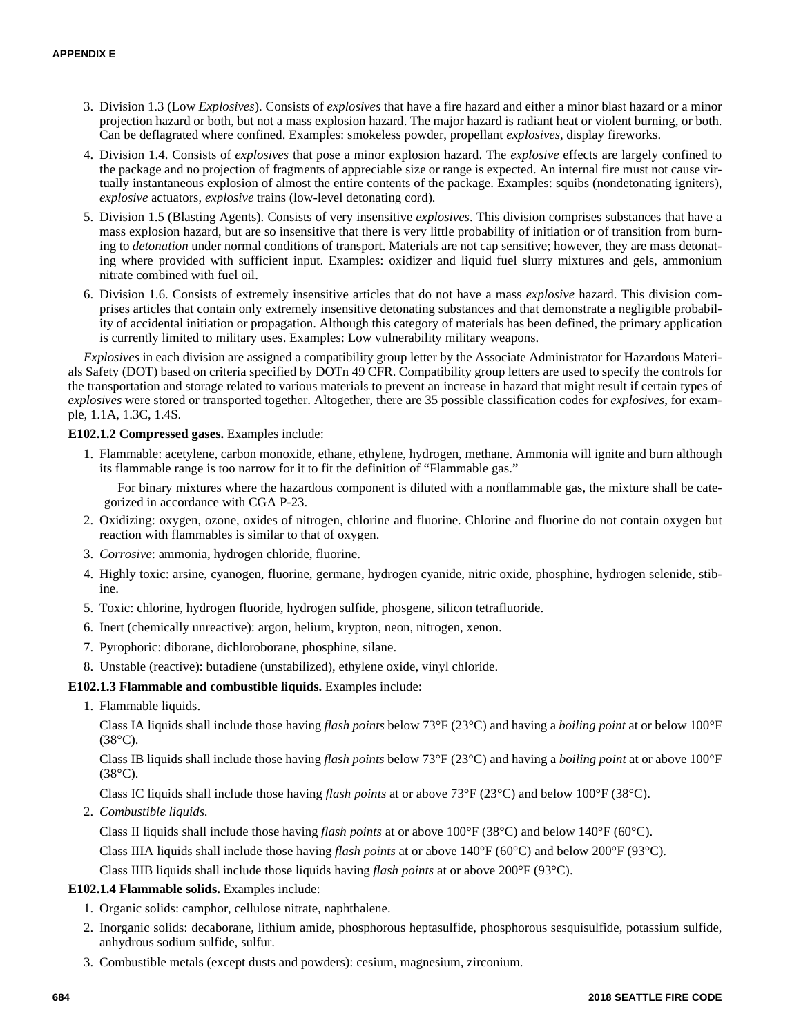3. Division 1.3 (Low *Explosives*). Consists of *explosives* that have a fire hazard and either a minor blast hazard or a minor projection hazard or both, but not a mass explosion hazard. The major hazard is radiant heat or violent burning, or both. Can be deflagrated where confined. Examples: smokeless powder, propellant *explosives*, display fireworks.
4. Division 1.4. Consists of *explosives* that pose a minor explosion hazard. The *explosive* effects are largely confined to the package and no projection of fragments of appreciable size or range is expected. An internal fire must not cause virtually instantaneous explosion of almost the entire contents of the package. Examples: squibs (nondetonating igniters), *explosive* actuators, *explosive* trains (low-level detonating cord).
5. Division 1.5 (Blasting Agents). Consists of very insensitive *explosives*. This division comprises substances that have a mass explosion hazard, but are so insensitive that there is very little probability of initiation or of transition from burning to *detonation* under normal conditions of transport. Materials are not cap sensitive; however, they are mass detonating where provided with sufficient input. Examples: oxidizer and liquid fuel slurry mixtures and gels, ammonium nitrate combined with fuel oil.
6. Division 1.6. Consists of extremely insensitive articles that do not have a mass *explosive* hazard. This division comprises articles that contain only extremely insensitive detonating substances and that demonstrate a negligible probability of accidental initiation or propagation. Although this category of materials has been defined, the primary application is currently limited to military uses. Examples: Low vulnerability military weapons.

*Explosives* in each division are assigned a compatibility group letter by the Associate Administrator for Hazardous Materials Safety (DOT) based on criteria specified by DOTn 49 CFR. Compatibility group letters are used to specify the controls for the transportation and storage related to various materials to prevent an increase in hazard that might result if certain types of *explosives* were stored or transported together. Altogether, there are 35 possible classification codes for *explosives*, for example, 1.1A, 1.3C, 1.4S.

**E102.1.2 Compressed gases.** Examples include:

1. Flammable: acetylene, carbon monoxide, ethane, ethylene, hydrogen, methane. Ammonia will ignite and burn although its flammable range is too narrow for it to fit the definition of "Flammable gas."

   For binary mixtures where the hazardous component is diluted with a nonflammable gas, the mixture shall be categorized in accordance with CGA P-23.
2. Oxidizing: oxygen, ozone, oxides of nitrogen, chlorine and fluorine. Chlorine and fluorine do not contain oxygen but reaction with flammables is similar to that of oxygen.
3. *Corrosive*: ammonia, hydrogen chloride, fluorine.
4. Highly toxic: arsine, cyanogen, fluorine, germane, hydrogen cyanide, nitric oxide, phosphine, hydrogen selenide, stibine.
5. Toxic: chlorine, hydrogen fluoride, hydrogen sulfide, phosgene, silicon tetrafluoride.
6. Inert (chemically unreactive): argon, helium, krypton, neon, nitrogen, xenon.
7. Pyrophoric: diborane, dichloroborane, phosphine, silane.
8. Unstable (reactive): butadiene (unstabilized), ethylene oxide, vinyl chloride.

**E102.1.3 Flammable and combustible liquids.** Examples include:

1. Flammable liquids.

   Class IA liquids shall include those having *flash points* below 73°F (23°C) and having a *boiling point* at or below 100°F (38°C).

   Class IB liquids shall include those having *flash points* below 73°F (23°C) and having a *boiling point* at or above 100°F (38°C).

   Class IC liquids shall include those having *flash points* at or above 73°F (23°C) and below 100°F (38°C).
2. *Combustible liquids.*

   Class II liquids shall include those having *flash points* at or above 100°F (38°C) and below 140°F (60°C).

   Class IIIA liquids shall include those having *flash points* at or above 140°F (60°C) and below 200°F (93°C).

   Class IIIB liquids shall include those liquids having *flash points* at or above 200°F (93°C).

**E102.1.4 Flammable solids.** Examples include:

1. Organic solids: camphor, cellulose nitrate, naphthalene.
2. Inorganic solids: decaborane, lithium amide, phosphorous heptasulfide, phosphorous sesquisulfide, potassium sulfide, anhydrous sodium sulfide, sulfur.
3. Combustible metals (except dusts and powders): cesium, magnesium, zirconium.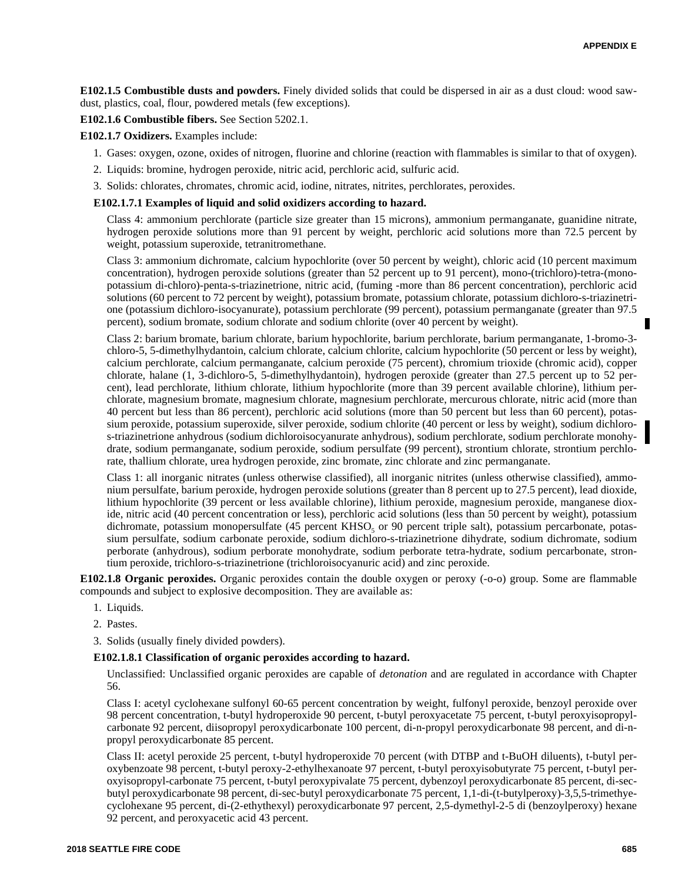**E102.1.5 Combustible dusts and powders.** Finely divided solids that could be dispersed in air as a dust cloud: wood sawdust, plastics, coal, flour, powdered metals (few exceptions).

**E102.1.6 Combustible fibers.** See Section 5202.1.

**E102.1.7 Oxidizers.** Examples include:

1. Gases: oxygen, ozone, oxides of nitrogen, fluorine and chlorine (reaction with flammables is similar to that of oxygen).
2. Liquids: bromine, hydrogen peroxide, nitric acid, perchloric acid, sulfuric acid.
3. Solids: chlorates, chromates, chromic acid, iodine, nitrates, nitrites, perchlorates, peroxides.

**E102.1.7.1 Examples of liquid and solid oxidizers according to hazard.**

Class 4: ammonium perchlorate (particle size greater than 15 microns), ammonium permanganate, guanidine nitrate, hydrogen peroxide solutions more than 91 percent by weight, perchloric acid solutions more than 72.5 percent by weight, potassium superoxide, tetranitromethane.

Class 3: ammonium dichromate, calcium hypochlorite (over 50 percent by weight), chloric acid (10 percent maximum concentration), hydrogen peroxide solutions (greater than 52 percent up to 91 percent), mono-(trichloro)-tetra-(monopotassium di-chloro)-penta-s-triazinetrione, nitric acid, (fuming -more than 86 percent concentration), perchloric acid solutions (60 percent to 72 percent by weight), potassium bromate, potassium chlorate, potassium dichloro-s-triazinetrione (potassium dichloro-isocyanurate), potassium perchlorate (99 percent), potassium permanganate (greater than 97.5 percent), sodium bromate, sodium chlorate and sodium chlorite (over 40 percent by weight).

Class 2: barium bromate, barium chlorate, barium hypochlorite, barium perchlorate, barium permanganate, 1-bromo-3-chloro-5, 5-dimethylhydantoin, calcium chlorate, calcium chlorite, calcium hypochlorite (50 percent or less by weight), calcium perchlorate, calcium permanganate, calcium peroxide (75 percent), chromium trioxide (chromic acid), copper chlorate, halane (1, 3-dichloro-5, 5-dimethylhydantoin), hydrogen peroxide (greater than 27.5 percent up to 52 percent), lead perchlorate, lithium chlorate, lithium hypochlorite (more than 39 percent available chlorine), lithium perchlorate, magnesium bromate, magnesium chlorate, magnesium perchlorate, mercurous chlorate, nitric acid (more than 40 percent but less than 86 percent), perchloric acid solutions (more than 50 percent but less than 60 percent), potassium peroxide, potassium superoxide, silver peroxide, sodium chlorite (40 percent or less by weight), sodium dichloro-s-triazinetrione anhydrous (sodium dichloroisocyanurate anhydrous), sodium perchlorate, sodium perchlorate monohydrate, sodium permanganate, sodium peroxide, sodium persulfate (99 percent), strontium chlorate, strontium perchlorate, thallium chlorate, urea hydrogen peroxide, zinc bromate, zinc chlorate and zinc permanganate.

Class 1: all inorganic nitrates (unless otherwise classified), all inorganic nitrites (unless otherwise classified), ammonium persulfate, barium peroxide, hydrogen peroxide solutions (greater than 8 percent up to 27.5 percent), lead dioxide, lithium hypochlorite (39 percent or less available chlorine), lithium peroxide, magnesium peroxide, manganese dioxide, nitric acid (40 percent concentration or less), perchloric acid solutions (less than 50 percent by weight), potassium dichromate, potassium monopersulfate (45 percent $KHSO_5$ or 90 percent triple salt), potassium percarbonate, potassium persulfate, sodium carbonate peroxide, sodium dichloro-s-triazinetrione dihydrate, sodium dichromate, sodium perborate (anhydrous), sodium perborate monohydrate, sodium perborate tetra-hydrate, sodium percarbonate, strontium peroxide, trichloro-s-triazinetrione (trichloroisocyanuric acid) and zinc peroxide.

**E102.1.8 Organic peroxides.** Organic peroxides contain the double oxygen or peroxy (-o-o) group. Some are flammable compounds and subject to explosive decomposition. They are available as:

1. Liquids.
2. Pastes.
3. Solids (usually finely divided powders).

**E102.1.8.1 Classification of organic peroxides according to hazard.**

Unclassified: Unclassified organic peroxides are capable of *detonation* and are regulated in accordance with Chapter 56.

Class I: acetyl cyclohexane sulfonyl 60-65 percent concentration by weight, fulfonyl peroxide, benzoyl peroxide over 98 percent concentration, t-butyl hydroperoxide 90 percent, t-butyl peroxyacetate 75 percent, t-butyl peroxyisopropylcarbonate 92 percent, diisopropyl peroxydicarbonate 100 percent, di-n-propyl peroxydicarbonate 98 percent, and di-n-propyl peroxydicarbonate 85 percent.

Class II: acetyl peroxide 25 percent, t-butyl hydroperoxide 70 percent (with DTBP and t-BuOH diluents), t-butyl peroxybenzoate 98 percent, t-butyl peroxy-2-ethylhexanoate 97 percent, t-butyl peroxyisobutyrate 75 percent, t-butyl peroxyisopropyl-carbonate 75 percent, t-butyl peroxypivalate 75 percent, dybenzoyl peroxydicarbonate 85 percent, di-sec-butyl peroxydicarbonate 98 percent, di-sec-butyl peroxydicarbonate 75 percent, 1,1-di-(t-butylperoxy)-3,5,5-trimethyecyclohexane 95 percent, di-(2-ethythexyl) peroxydicarbonate 97 percent, 2,5-dymethyl-2-5 di (benzoylperoxy) hexane 92 percent, and peroxyacetic acid 43 percent.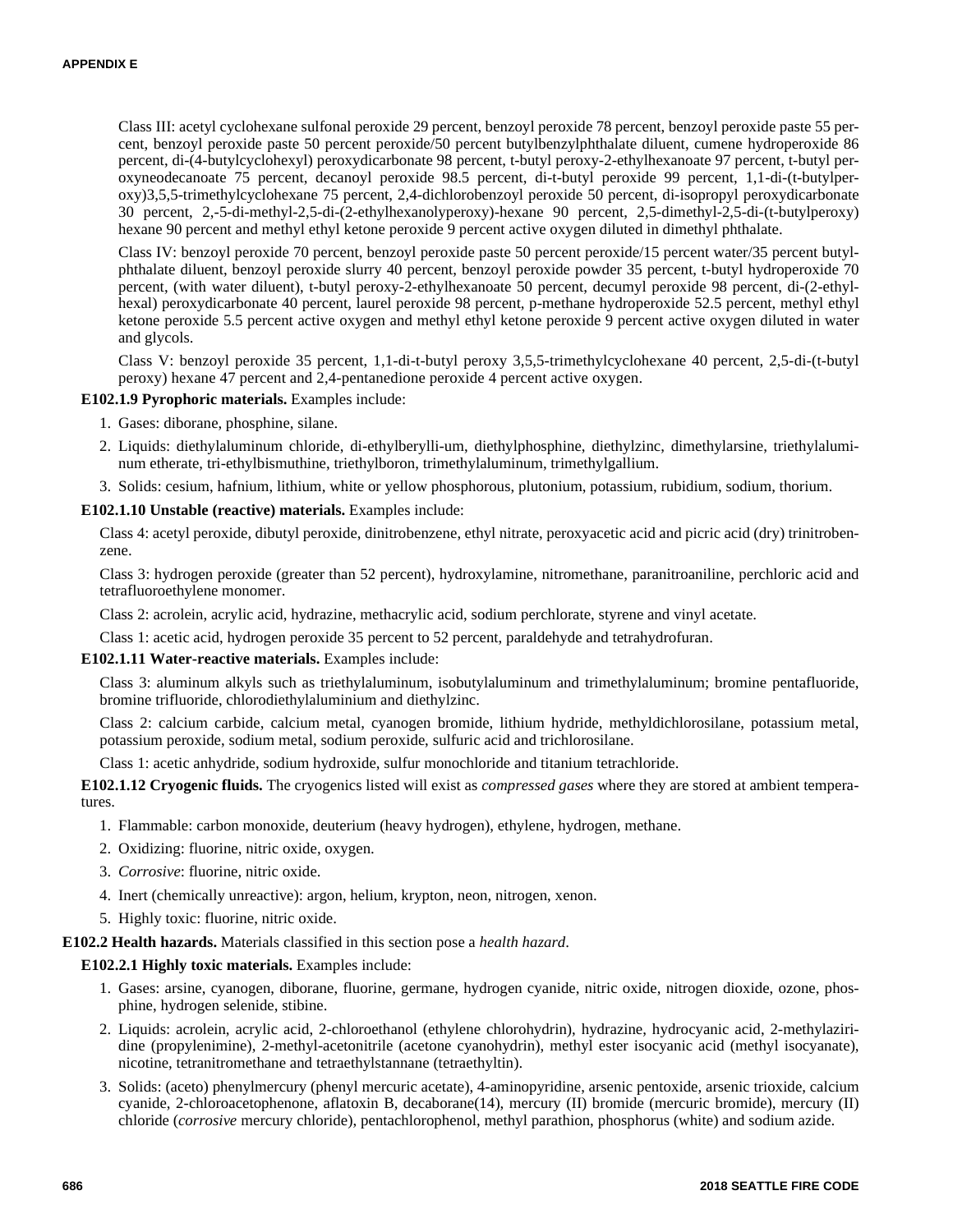Class III: acetyl cyclohexane sulfonal peroxide 29 percent, benzoyl peroxide 78 percent, benzoyl peroxide paste 55 percent, benzoyl peroxide paste 50 percent peroxide/50 percent butylbenzylphthalate diluent, cumene hydroperoxide 86 percent, di-(4-butylcyclohexyl) peroxydicarbonate 98 percent, t-butyl peroxy-2-ethylhexanoate 97 percent, t-butyl peroxyneodecanoate 75 percent, decanoyl peroxide 98.5 percent, di-t-butyl peroxide 99 percent, 1,1-di-(t-butylperoxy)3,5,5-trimethylcyclohexane 75 percent, 2,4-dichlorobenzoyl peroxide 50 percent, di-isopropyl peroxydicarbonate 30 percent, 2,-5-di-methyl-2,5-di-(2-ethylhexanolyperoxy)-hexane 90 percent, 2,5-dimethyl-2,5-di-(t-butylperoxy) hexane 90 percent and methyl ethyl ketone peroxide 9 percent active oxygen diluted in dimethyl phthalate.

Class IV: benzoyl peroxide 70 percent, benzoyl peroxide paste 50 percent peroxide/15 percent water/35 percent butylphthalate diluent, benzoyl peroxide slurry 40 percent, benzoyl peroxide powder 35 percent, t-butyl hydroperoxide 70 percent, (with water diluent), t-butyl peroxy-2-ethylhexanoate 50 percent, decumyl peroxide 98 percent, di-(2-ethylhexal) peroxydicarbonate 40 percent, laurel peroxide 98 percent, p-methane hydroperoxide 52.5 percent, methyl ethyl ketone peroxide 5.5 percent active oxygen and methyl ethyl ketone peroxide 9 percent active oxygen diluted in water and glycols.

Class V: benzoyl peroxide 35 percent, 1,1-di-t-butyl peroxy 3,5,5-trimethylcyclohexane 40 percent, 2,5-di-(t-butyl peroxy) hexane 47 percent and 2,4-pentanedione peroxide 4 percent active oxygen.

**E102.1.9 Pyrophoric materials.** Examples include:

1. Gases: diborane, phosphine, silane.
2. Liquids: diethylaluminum chloride, di-ethylberylli-um, diethylphosphine, diethylzinc, dimethylarsine, triethylaluminum etherate, tri-ethylbismuthine, triethylboron, trimethylaluminum, trimethylgallium.
3. Solids: cesium, hafnium, lithium, white or yellow phosphorous, plutonium, potassium, rubidium, sodium, thorium.

**E102.1.10 Unstable (reactive) materials.** Examples include:

Class 4: acetyl peroxide, dibutyl peroxide, dinitrobenzene, ethyl nitrate, peroxyacetic acid and picric acid (dry) trinitrobenzene.

Class 3: hydrogen peroxide (greater than 52 percent), hydroxylamine, nitromethane, paranitroaniline, perchloric acid and tetrafluoroethylene monomer.

Class 2: acrolein, acrylic acid, hydrazine, methacrylic acid, sodium perchlorate, styrene and vinyl acetate.

Class 1: acetic acid, hydrogen peroxide 35 percent to 52 percent, paraldehyde and tetrahydrofuran.

**E102.1.11 Water-reactive materials.** Examples include:

Class 3: aluminum alkyls such as triethylaluminum, isobutylaluminum and trimethylaluminum; bromine pentafluoride, bromine trifluoride, chlorodiethylaluminium and diethylzinc.

Class 2: calcium carbide, calcium metal, cyanogen bromide, lithium hydride, methyldichlorosilane, potassium metal, potassium peroxide, sodium metal, sodium peroxide, sulfuric acid and trichlorosilane.

Class 1: acetic anhydride, sodium hydroxide, sulfur monochloride and titanium tetrachloride.

**E102.1.12 Cryogenic fluids.** The cryogenics listed will exist as *compressed gases* where they are stored at ambient temperatures.

1. Flammable: carbon monoxide, deuterium (heavy hydrogen), ethylene, hydrogen, methane.
2. Oxidizing: fluorine, nitric oxide, oxygen.
3. *Corrosive*: fluorine, nitric oxide.
4. Inert (chemically unreactive): argon, helium, krypton, neon, nitrogen, xenon.
5. Highly toxic: fluorine, nitric oxide.

**E102.2 Health hazards.** Materials classified in this section pose a *health hazard*.

**E102.2.1 Highly toxic materials.** Examples include:

1. Gases: arsine, cyanogen, diborane, fluorine, germane, hydrogen cyanide, nitric oxide, nitrogen dioxide, ozone, phosphine, hydrogen selenide, stibine.
2. Liquids: acrolein, acrylic acid, 2-chloroethanol (ethylene chlorohydrin), hydrazine, hydrocyanic acid, 2-methylaziridine (propylenimine), 2-methyl-acetonitrile (acetone cyanohydrin), methyl ester isocyanic acid (methyl isocyanate), nicotine, tetranitromethane and tetraethylstannane (tetraethyltin).
3. Solids: (aceto) phenylmercury (phenyl mercuric acetate), 4-aminopyridine, arsenic pentoxide, arsenic trioxide, calcium cyanide, 2-chloroacetophenone, aflatoxin B, decaborane(14), mercury (II) bromide (mercuric bromide), mercury (II) chloride (*corrosive* mercury chloride), pentachlorophenol, methyl parathion, phosphorus (white) and sodium azide.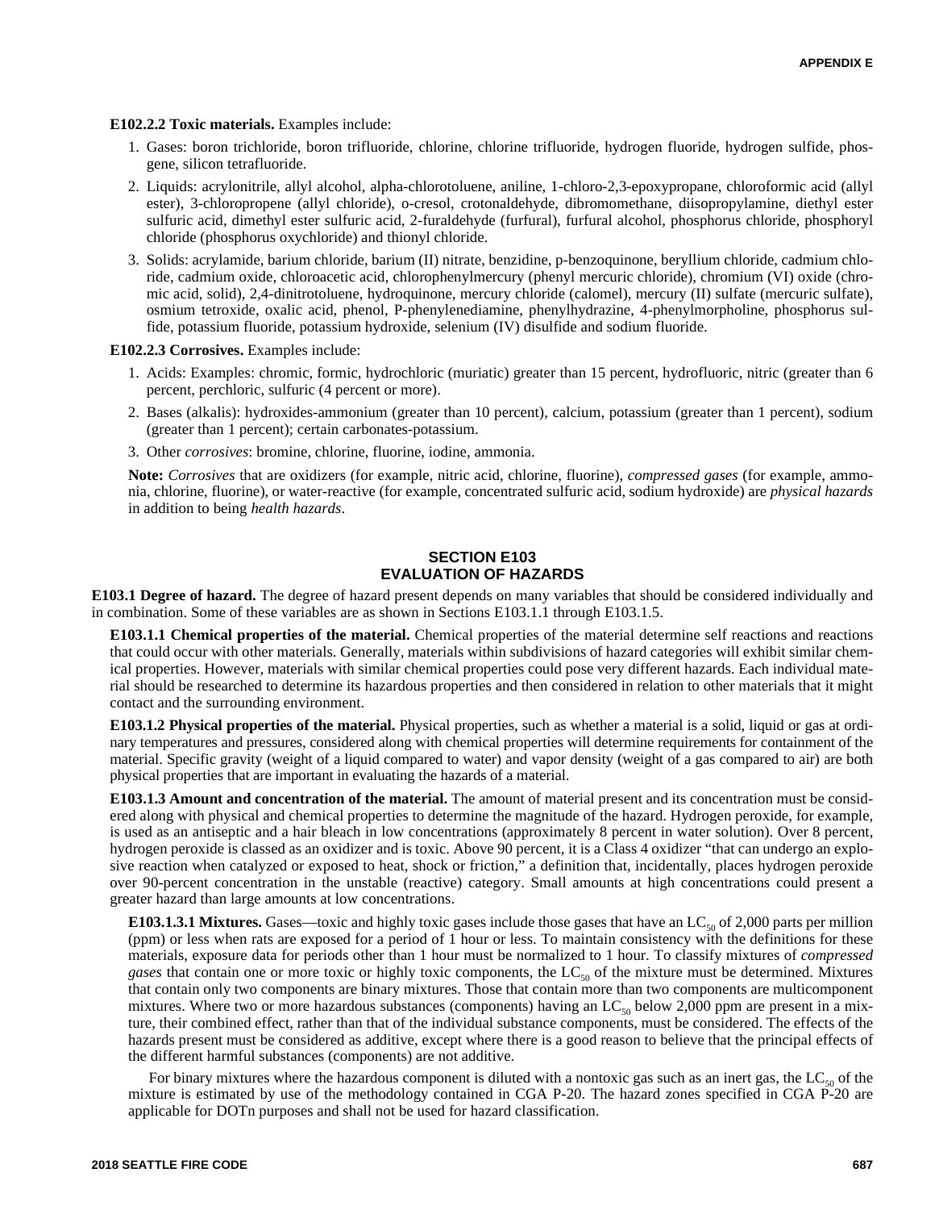**E102.2.2 Toxic materials.** Examples include:

1. Gases: boron trichloride, boron trifluoride, chlorine, chlorine trifluoride, hydrogen fluoride, hydrogen sulfide, phosgene, silicon tetrafluoride.
2. Liquids: acrylonitrile, allyl alcohol, alpha-chlorotoluene, aniline, 1-chloro-2,3-epoxypropane, chloroformic acid (allyl ester), 3-chloropropene (allyl chloride), o-cresol, crotonaldehyde, dibromomethane, diisopropylamine, diethyl ester sulfuric acid, dimethyl ester sulfuric acid, 2-furaldehyde (furfural), furfural alcohol, phosphorus chloride, phosphoryl chloride (phosphorus oxychloride) and thionyl chloride.
3. Solids: acrylamide, barium chloride, barium (II) nitrate, benzidine, p-benzoquinone, beryllium chloride, cadmium chloride, cadmium oxide, chloroacetic acid, chlorophenylmercury (phenyl mercuric chloride), chromium (VI) oxide (chromic acid, solid), 2,4-dinitrotoluene, hydroquinone, mercury chloride (calomel), mercury (II) sulfate (mercuric sulfate), osmium tetroxide, oxalic acid, phenol, P-phenylenediamine, phenylhydrazine, 4-phenylmorpholine, phosphorus sulfide, potassium fluoride, potassium hydroxide, selenium (IV) disulfide and sodium fluoride.

**E102.2.3 Corrosives.** Examples include:

1. Acids: Examples: chromic, formic, hydrochloric (muriatic) greater than 15 percent, hydrofluoric, nitric (greater than 6 percent, perchloric, sulfuric (4 percent or more).
2. Bases (alkalis): hydroxides-ammonium (greater than 10 percent), calcium, potassium (greater than 1 percent), sodium (greater than 1 percent); certain carbonates-potassium.
3. Other *corrosives*: bromine, chlorine, fluorine, iodine, ammonia.

**Note:** *Corrosives* that are oxidizers (for example, nitric acid, chlorine, fluorine), *compressed gases* (for example, ammonia, chlorine, fluorine), or water-reactive (for example, concentrated sulfuric acid, sodium hydroxide) are *physical hazards* in addition to being *health hazards*.

## SECTION E103 EVALUATION OF HAZARDS

**E103.1 Degree of hazard.** The degree of hazard present depends on many variables that should be considered individually and in combination. Some of these variables are as shown in Sections E103.1.1 through E103.1.5.

**E103.1.1 Chemical properties of the material.** Chemical properties of the material determine self reactions and reactions that could occur with other materials. Generally, materials within subdivisions of hazard categories will exhibit similar chemical properties. However, materials with similar chemical properties could pose very different hazards. Each individual material should be researched to determine its hazardous properties and then considered in relation to other materials that it might contact and the surrounding environment.

**E103.1.2 Physical properties of the material.** Physical properties, such as whether a material is a solid, liquid or gas at ordinary temperatures and pressures, considered along with chemical properties will determine requirements for containment of the material. Specific gravity (weight of a liquid compared to water) and vapor density (weight of a gas compared to air) are both physical properties that are important in evaluating the hazards of a material.

**E103.1.3 Amount and concentration of the material.** The amount of material present and its concentration must be considered along with physical and chemical properties to determine the magnitude of the hazard. Hydrogen peroxide, for example, is used as an antiseptic and a hair bleach in low concentrations (approximately 8 percent in water solution). Over 8 percent, hydrogen peroxide is classed as an oxidizer and is toxic. Above 90 percent, it is a Class 4 oxidizer "that can undergo an explosive reaction when catalyzed or exposed to heat, shock or friction," a definition that, incidentally, places hydrogen peroxide over 90-percent concentration in the unstable (reactive) category. Small amounts at high concentrations could present a greater hazard than large amounts at low concentrations.

**E103.1.3.1 Mixtures.** Gases—toxic and highly toxic gases include those gases that have an $LC_{50}$ of 2,000 parts per million (ppm) or less when rats are exposed for a period of 1 hour or less. To maintain consistency with the definitions for these materials, exposure data for periods other than 1 hour must be normalized to 1 hour. To classify mixtures of *compressed gases* that contain one or more toxic or highly toxic components, the $LC_{50}$ of the mixture must be determined. Mixtures that contain only two components are binary mixtures. Those that contain more than two components are multicomponent mixtures. Where two or more hazardous substances (components) having an $LC_{50}$ below 2,000 ppm are present in a mixture, their combined effect, rather than that of the individual substance components, must be considered. The effects of the hazards present must be considered as additive, except where there is a good reason to believe that the principal effects of the different harmful substances (components) are not additive.

For binary mixtures where the hazardous component is diluted with a nontoxic gas such as an inert gas, the $LC_{50}$ of the mixture is estimated by use of the methodology contained in CGA P-20. The hazard zones specified in CGA P-20 are applicable for DOTn purposes and shall not be used for hazard classification.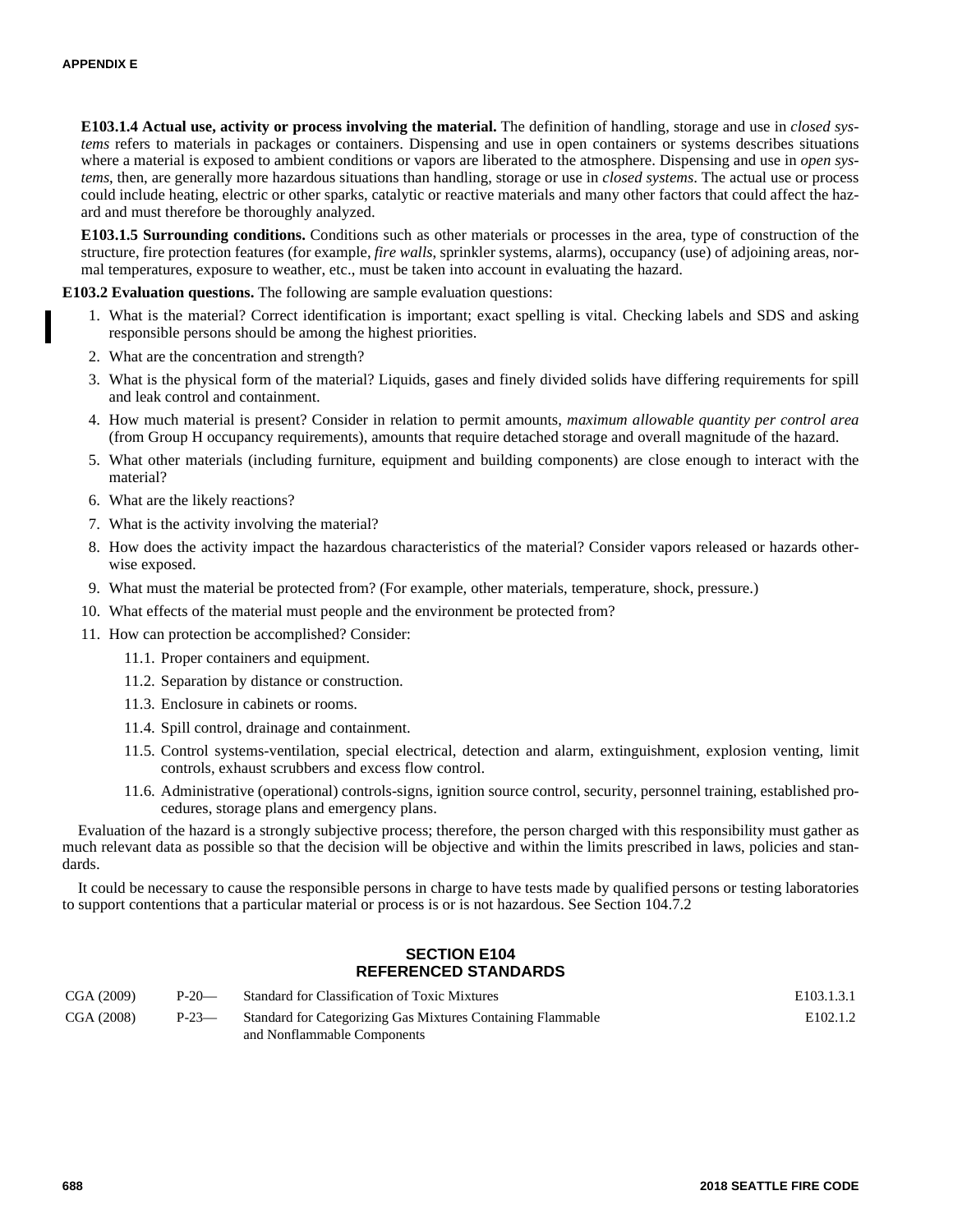**E103.1.4 Actual use, activity or process involving the material.** The definition of handling, storage and use in *closed systems* refers to materials in packages or containers. Dispensing and use in open containers or systems describes situations where a material is exposed to ambient conditions or vapors are liberated to the atmosphere. Dispensing and use in *open systems*, then, are generally more hazardous situations than handling, storage or use in *closed systems*. The actual use or process could include heating, electric or other sparks, catalytic or reactive materials and many other factors that could affect the hazard and must therefore be thoroughly analyzed.

**E103.1.5 Surrounding conditions.** Conditions such as other materials or processes in the area, type of construction of the structure, fire protection features (for example, *fire walls*, sprinkler systems, alarms), occupancy (use) of adjoining areas, normal temperatures, exposure to weather, etc., must be taken into account in evaluating the hazard.

**E103.2 Evaluation questions.** The following are sample evaluation questions:

1. What is the material? Correct identification is important; exact spelling is vital. Checking labels and SDS and asking responsible persons should be among the highest priorities.
2. What are the concentration and strength?
3. What is the physical form of the material? Liquids, gases and finely divided solids have differing requirements for spill and leak control and containment.
4. How much material is present? Consider in relation to permit amounts, *maximum allowable quantity per control area* (from Group H occupancy requirements), amounts that require detached storage and overall magnitude of the hazard.
5. What other materials (including furniture, equipment and building components) are close enough to interact with the material?
6. What are the likely reactions?
7. What is the activity involving the material?
8. How does the activity impact the hazardous characteristics of the material? Consider vapors released or hazards otherwise exposed.
9. What must the material be protected from? (For example, other materials, temperature, shock, pressure.)
10. What effects of the material must people and the environment be protected from?
11. How can protection be accomplished? Consider:
    - 11.1. Proper containers and equipment.
    - 11.2. Separation by distance or construction.
    - 11.3. Enclosure in cabinets or rooms.
    - 11.4. Spill control, drainage and containment.
    - 11.5. Control systems-ventilation, special electrical, detection and alarm, extinguishment, explosion venting, limit controls, exhaust scrubbers and excess flow control.
    - 11.6. Administrative (operational) controls-signs, ignition source control, security, personnel training, established procedures, storage plans and emergency plans.

Evaluation of the hazard is a strongly subjective process; therefore, the person charged with this responsibility must gather as much relevant data as possible so that the decision will be objective and within the limits prescribed in laws, policies and standards.

It could be necessary to cause the responsible persons in charge to have tests made by qualified persons or testing laboratories to support contentions that a particular material or process is or is not hazardous. See Section 104.7.2

## SECTION E104 REFERENCED STANDARDS

| | | | |
|---|---|---|---|
| CGA (2009) | P-20— | Standard for Classification of Toxic Mixtures | E103.1.3.1 |
| CGA (2008) | P-23— | Standard for Categorizing Gas Mixtures Containing Flammable and Nonflammable Components | E102.1.2 |